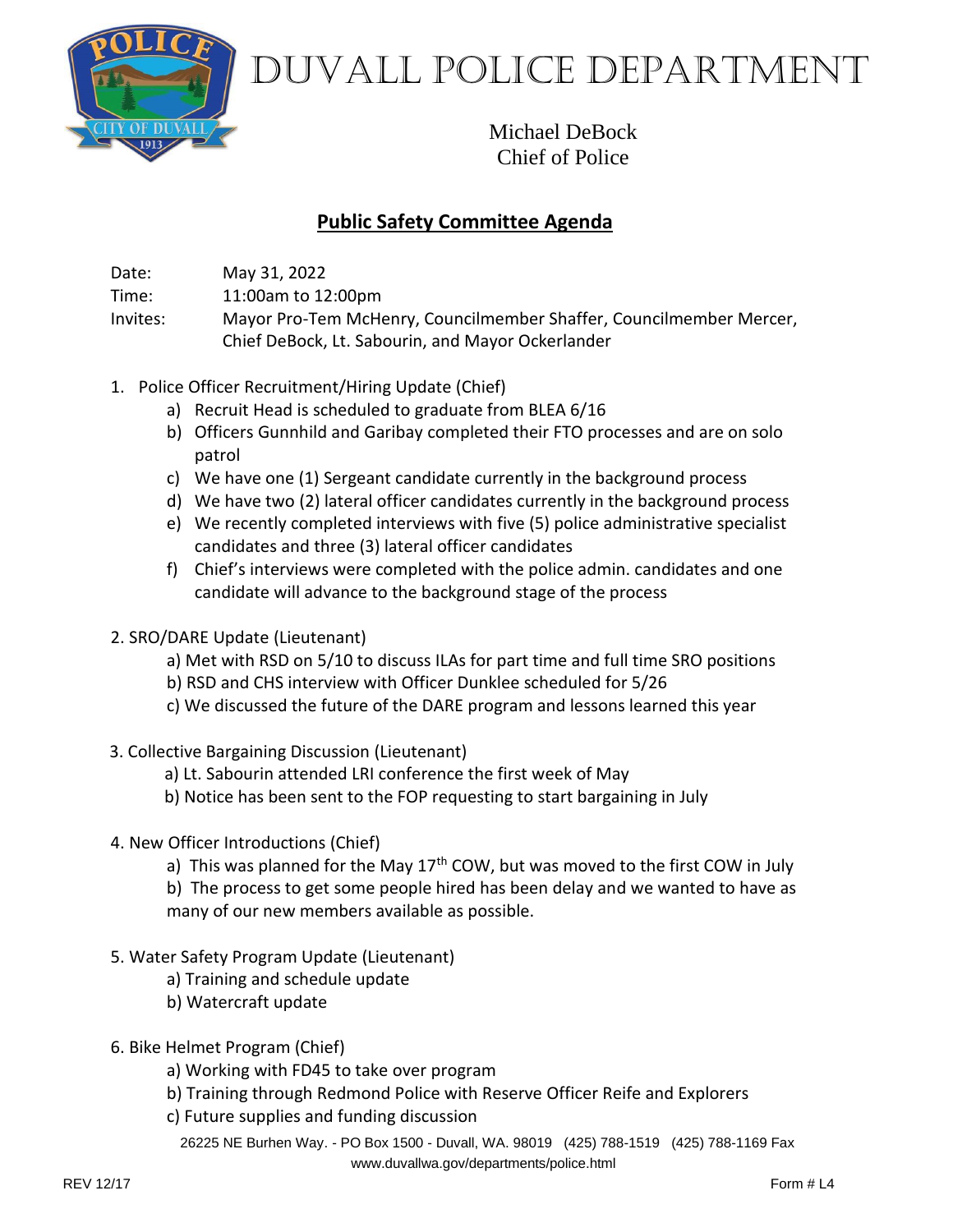# Duvall Police Department

Michael DeBock
Chief of Police

## Public Safety Committee Agenda

Date: May 31, 2022
Time: 11:00am to 12:00pm
Invites: Mayor Pro-Tem McHenry, Councilmember Shaffer, Councilmember Mercer, Chief DeBock, Lt. Sabourin, and Mayor Ockerlander

1. Police Officer Recruitment/Hiring Update (Chief)
    a) Recruit Head is scheduled to graduate from BLEA 6/16
    b) Officers Gunnhild and Garibay completed their FTO processes and are on solo patrol
    c) We have one (1) Sergeant candidate currently in the background process
    d) We have two (2) lateral officer candidates currently in the background process
    e) We recently completed interviews with five (5) police administrative specialist candidates and three (3) lateral officer candidates
    f) Chief's interviews were completed with the police admin. candidates and one candidate will advance to the background stage of the process

2. SRO/DARE Update (Lieutenant)
    a) Met with RSD on 5/10 to discuss ILAs for part time and full time SRO positions
    b) RSD and CHS interview with Officer Dunklee scheduled for 5/26
    c) We discussed the future of the DARE program and lessons learned this year

3. Collective Bargaining Discussion (Lieutenant)
    a) Lt. Sabourin attended LRI conference the first week of May
    b) Notice has been sent to the FOP requesting to start bargaining in July

4. New Officer Introductions (Chief)
    a) This was planned for the May 17th COW, but was moved to the first COW in July
    b) The process to get some people hired has been delay and we wanted to have as many of our new members available as possible.

5. Water Safety Program Update (Lieutenant)
    a) Training and schedule update
    b) Watercraft update

6. Bike Helmet Program (Chief)
    a) Working with FD45 to take over program
    b) Training through Redmond Police with Reserve Officer Reife and Explorers
    c) Future supplies and funding discussion

26225 NE Burhen Way. - PO Box 1500 - Duvall, WA. 98019 (425) 788-1519 (425) 788-1169 Fax
www.duvallwa.gov/departments/police.html

REV 12/17 Form # L4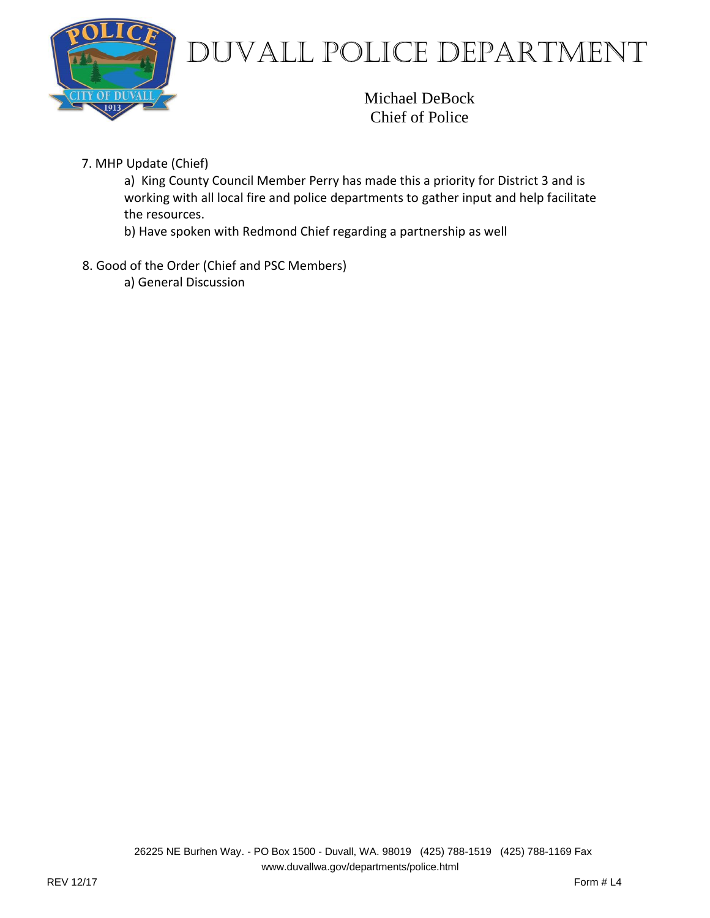# DUVALL POLICE DEPARTMENT

Michael DeBock
Chief of Police

7. MHP Update (Chief)
   - a) King County Council Member Perry has made this a priority for District 3 and is working with all local fire and police departments to gather input and help facilitate the resources.
   - b) Have spoken with Redmond Chief regarding a partnership as well

8. Good of the Order (Chief and PSC Members)
   - a) General Discussion

26225 NE Burhen Way. - PO Box 1500 - Duvall, WA. 98019 (425) 788-1519 (425) 788-1169 Fax
www.duvallwa.gov/departments/police.html

REV 12/17

Form # L4